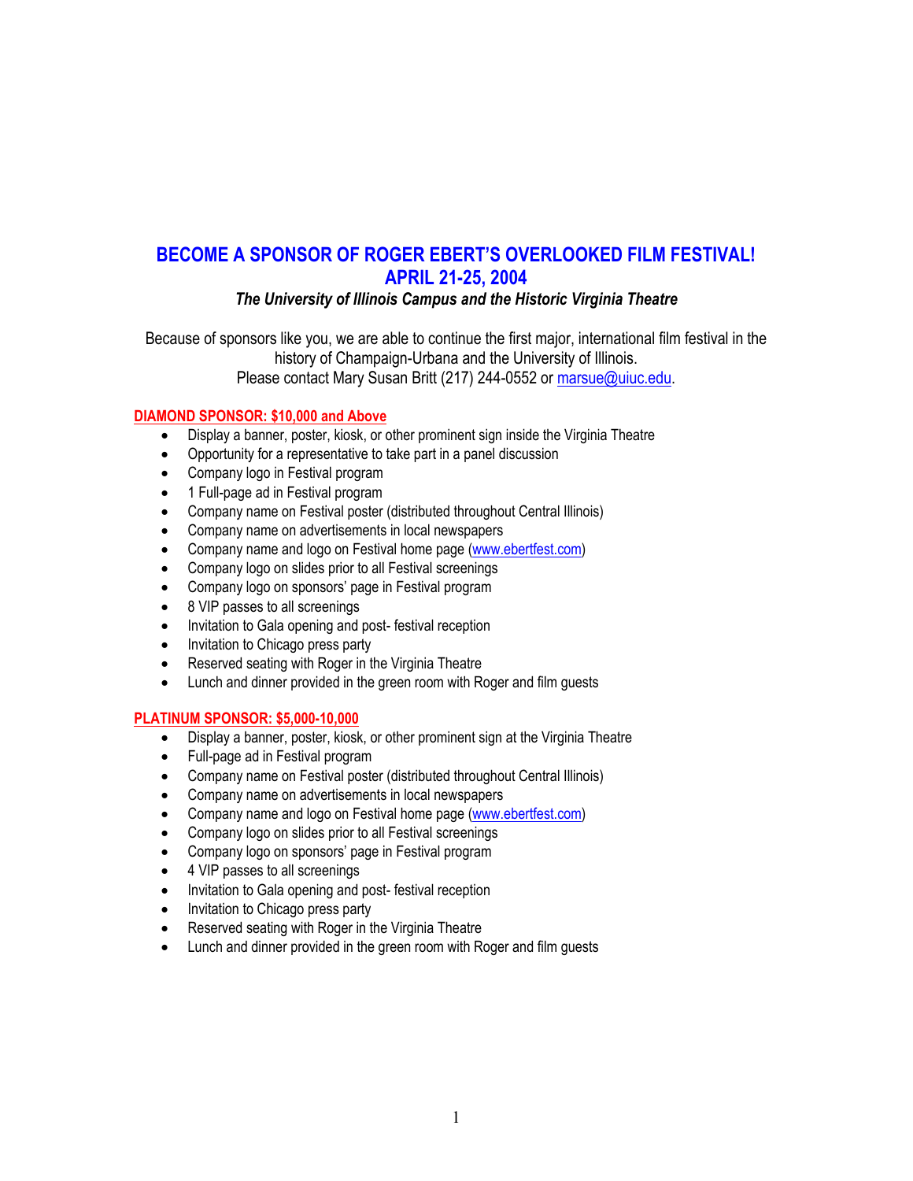# BECOME A SPONSOR OF ROGER EBERT'S OVERLOOKED FILM FESTIVAL! APRIL 21-25, 2004

***The University of Illinois Campus and the Historic Virginia Theatre***

Because of sponsors like you, we are able to continue the first major, international film festival in the history of Champaign-Urbana and the University of Illinois.
Please contact Mary Susan Britt (217) 244-0552 or [marsue@uiuc.edu](mailto:marsue@uiuc.edu).

## DIAMOND SPONSOR: $10,000 and Above

- Display a banner, poster, kiosk, or other prominent sign inside the Virginia Theatre
- Opportunity for a representative to take part in a panel discussion
- Company logo in Festival program
- 1 Full-page ad in Festival program
- Company name on Festival poster (distributed throughout Central Illinois)
- Company name on advertisements in local newspapers
- Company name and logo on Festival home page ([www.ebertfest.com](http://www.ebertfest.com))
- Company logo on slides prior to all Festival screenings
- Company logo on sponsors' page in Festival program
- 8 VIP passes to all screenings
- Invitation to Gala opening and post- festival reception
- Invitation to Chicago press party
- Reserved seating with Roger in the Virginia Theatre
- Lunch and dinner provided in the green room with Roger and film guests

## PLATINUM SPONSOR: $5,000-10,000

- Display a banner, poster, kiosk, or other prominent sign at the Virginia Theatre
- Full-page ad in Festival program
- Company name on Festival poster (distributed throughout Central Illinois)
- Company name on advertisements in local newspapers
- Company name and logo on Festival home page ([www.ebertfest.com](http://www.ebertfest.com))
- Company logo on slides prior to all Festival screenings
- Company logo on sponsors' page in Festival program
- 4 VIP passes to all screenings
- Invitation to Gala opening and post- festival reception
- Invitation to Chicago press party
- Reserved seating with Roger in the Virginia Theatre
- Lunch and dinner provided in the green room with Roger and film guests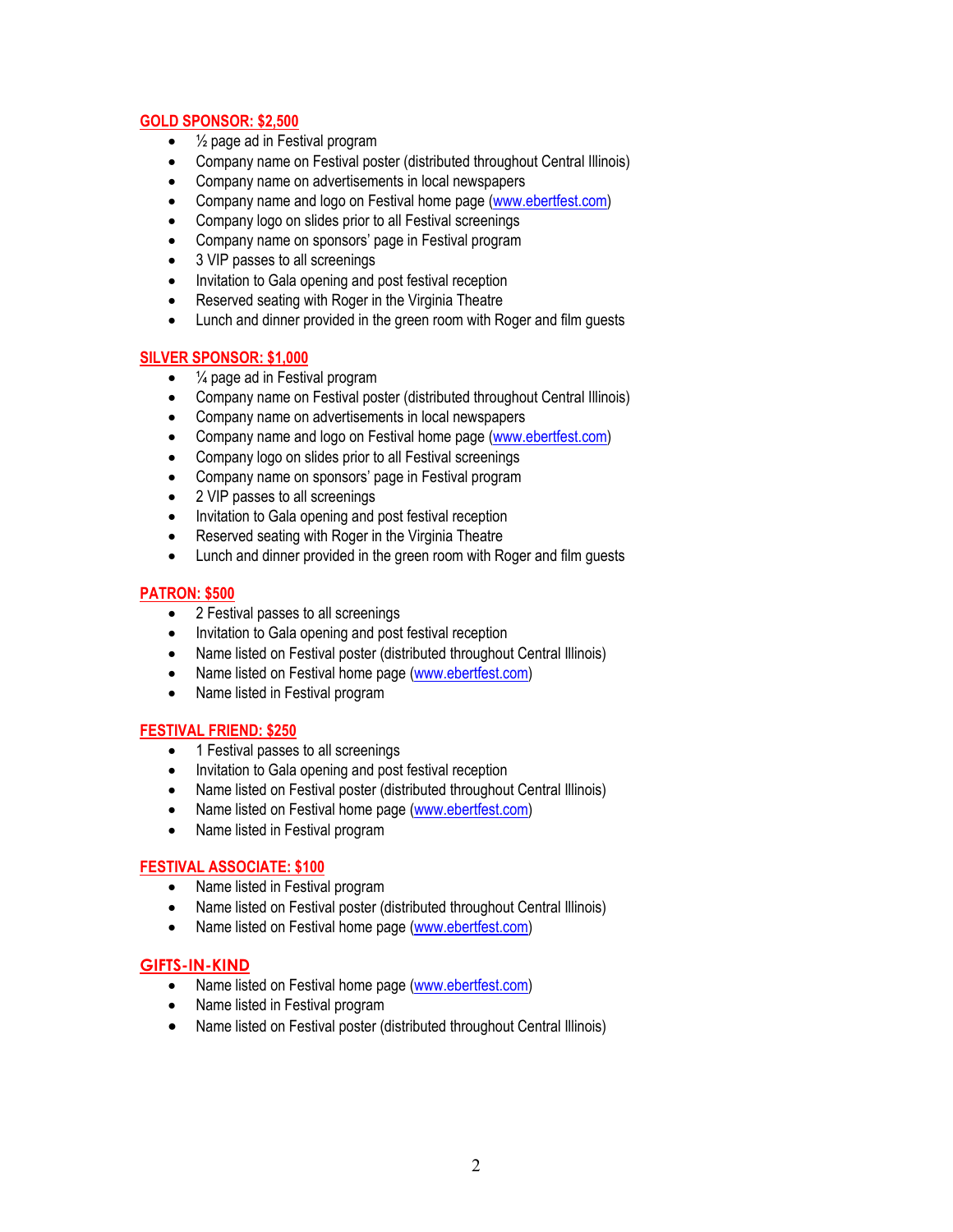## GOLD SPONSOR: $2,500

- ½ page ad in Festival program
- Company name on Festival poster (distributed throughout Central Illinois)
- Company name on advertisements in local newspapers
- Company name and logo on Festival home page (www.ebertfest.com)
- Company logo on slides prior to all Festival screenings
- Company name on sponsors' page in Festival program
- 3 VIP passes to all screenings
- Invitation to Gala opening and post festival reception
- Reserved seating with Roger in the Virginia Theatre
- Lunch and dinner provided in the green room with Roger and film guests

## SILVER SPONSOR: $1,000

- ¼ page ad in Festival program
- Company name on Festival poster (distributed throughout Central Illinois)
- Company name on advertisements in local newspapers
- Company name and logo on Festival home page (www.ebertfest.com)
- Company logo on slides prior to all Festival screenings
- Company name on sponsors' page in Festival program
- 2 VIP passes to all screenings
- Invitation to Gala opening and post festival reception
- Reserved seating with Roger in the Virginia Theatre
- Lunch and dinner provided in the green room with Roger and film guests

## PATRON: $500

- 2 Festival passes to all screenings
- Invitation to Gala opening and post festival reception
- Name listed on Festival poster (distributed throughout Central Illinois)
- Name listed on Festival home page (www.ebertfest.com)
- Name listed in Festival program

## FESTIVAL FRIEND: $250

- 1 Festival passes to all screenings
- Invitation to Gala opening and post festival reception
- Name listed on Festival poster (distributed throughout Central Illinois)
- Name listed on Festival home page (www.ebertfest.com)
- Name listed in Festival program

## FESTIVAL ASSOCIATE: $100

- Name listed in Festival program
- Name listed on Festival poster (distributed throughout Central Illinois)
- Name listed on Festival home page (www.ebertfest.com)

## GIFTS-IN-KIND

- Name listed on Festival home page (www.ebertfest.com)
- Name listed in Festival program
- Name listed on Festival poster (distributed throughout Central Illinois)